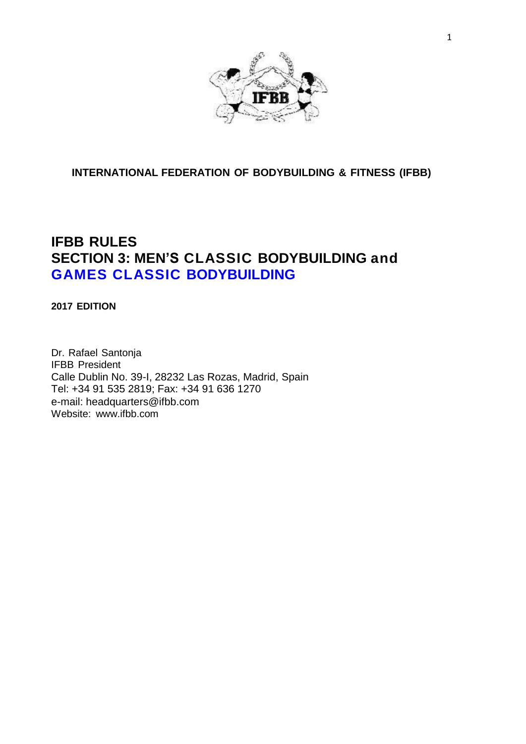**INTERNATIONAL FEDERATION OF BODYBUILDING & FITNESS (IFBB)**

# IFBB RULES
# SECTION 3: MEN'S CLASSIC BODYBUILDING and GAMES CLASSIC BODYBUILDING

**2017 EDITION**

Dr. Rafael Santonja
IFBB President
Calle Dublin No. 39-I, 28232 Las Rozas, Madrid, Spain
Tel: +34 91 535 2819; Fax: +34 91 636 1270
e-mail: headquarters@ifbb.com
Website: www.ifbb.com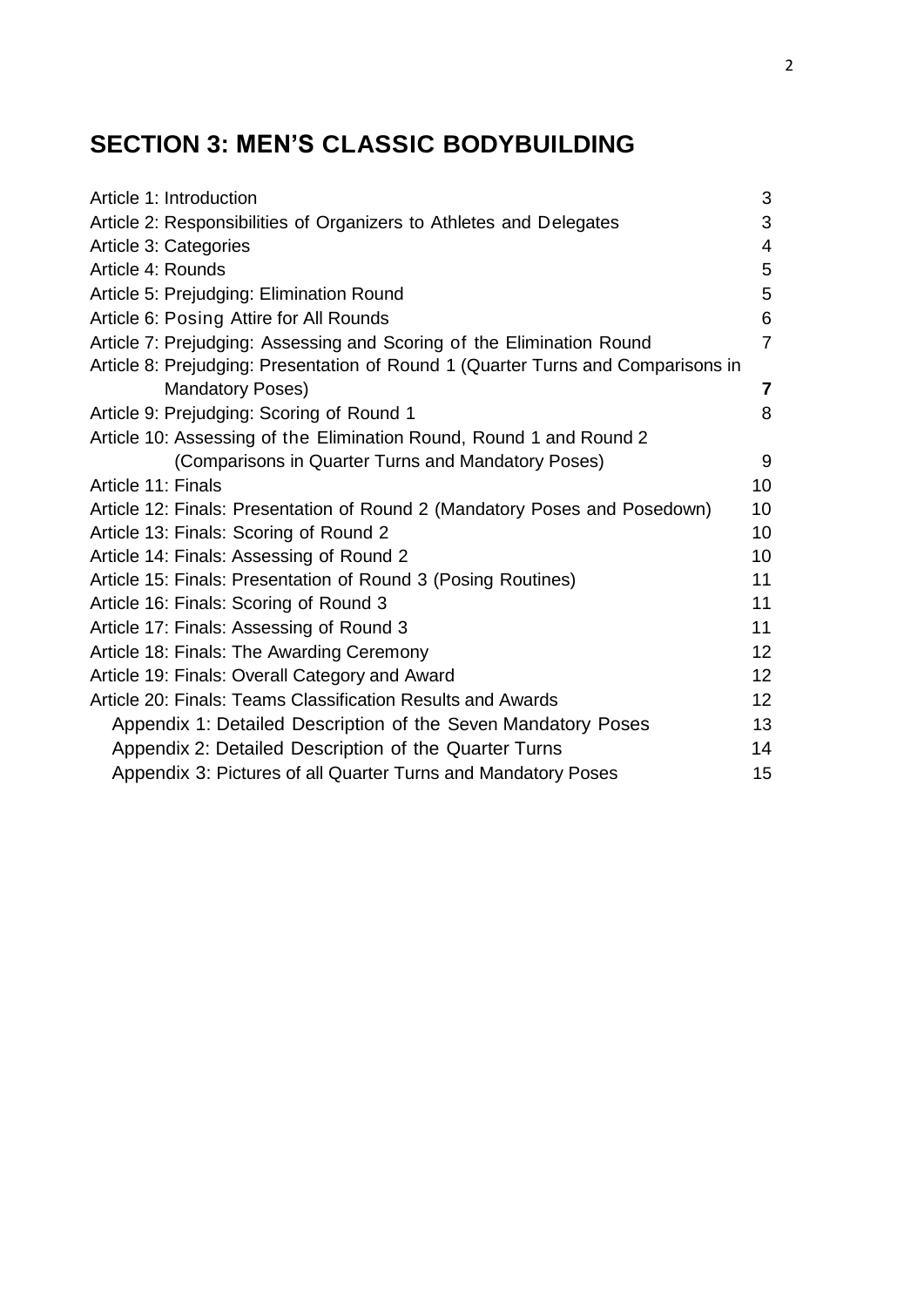# SECTION 3: MEN'S CLASSIC BODYBUILDING

| | |
|---|---|
| Article 1: Introduction | 3 |
| Article 2: Responsibilities of Organizers to Athletes and Delegates | 3 |
| Article 3: Categories | 4 |
| Article 4: Rounds | 5 |
| Article 5: Prejudging: Elimination Round | 5 |
| Article 6: Posing Attire for All Rounds | 6 |
| Article 7: Prejudging: Assessing and Scoring of the Elimination Round | 7 |
| Article 8: Prejudging: Presentation of Round 1 (Quarter Turns and Comparisons in Mandatory Poses) | **7** |
| Article 9: Prejudging: Scoring of Round 1 | 8 |
| Article 10: Assessing of the Elimination Round, Round 1 and Round 2 (Comparisons in Quarter Turns and Mandatory Poses) | 9 |
| Article 11: Finals | 10 |
| Article 12: Finals: Presentation of Round 2 (Mandatory Poses and Posedown) | 10 |
| Article 13: Finals: Scoring of Round 2 | 10 |
| Article 14: Finals: Assessing of Round 2 | 10 |
| Article 15: Finals: Presentation of Round 3 (Posing Routines) | 11 |
| Article 16: Finals: Scoring of Round 3 | 11 |
| Article 17: Finals: Assessing of Round 3 | 11 |
| Article 18: Finals: The Awarding Ceremony | 12 |
| Article 19: Finals: Overall Category and Award | 12 |
| Article 20: Finals: Teams Classification Results and Awards | 12 |
| Appendix 1: Detailed Description of the Seven Mandatory Poses | 13 |
| Appendix 2: Detailed Description of the Quarter Turns | 14 |
| Appendix 3: Pictures of all Quarter Turns and Mandatory Poses | 15 |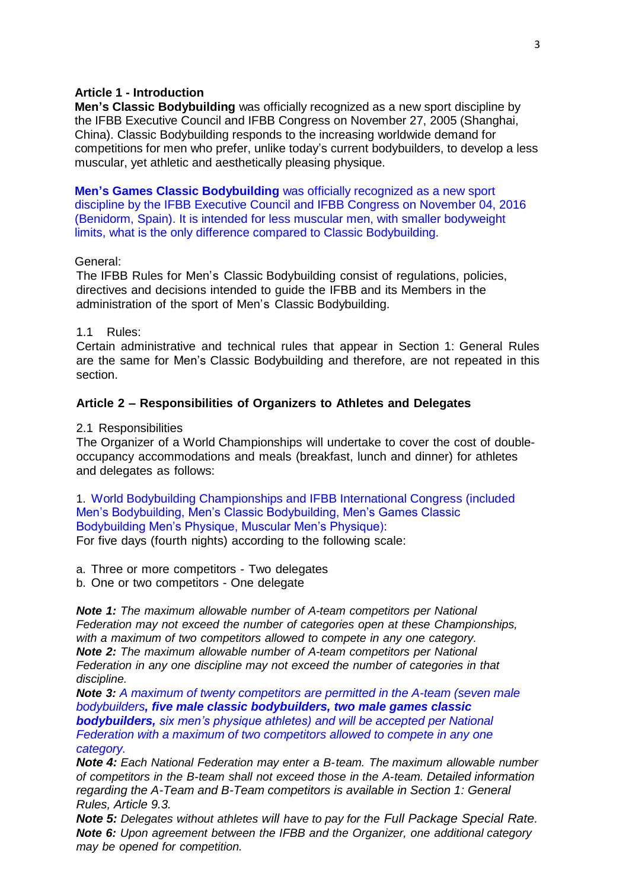**Article 1 - Introduction**

**Men's Classic Bodybuilding** was officially recognized as a new sport discipline by the IFBB Executive Council and IFBB Congress on November 27, 2005 (Shanghai, China). Classic Bodybuilding responds to the increasing worldwide demand for competitions for men who prefer, unlike today's current bodybuilders, to develop a less muscular, yet athletic and aesthetically pleasing physique.

**Men's Games Classic Bodybuilding** was officially recognized as a new sport discipline by the IFBB Executive Council and IFBB Congress on November 04, 2016 (Benidorm, Spain). It is intended for less muscular men, with smaller bodyweight limits, what is the only difference compared to Classic Bodybuilding.

General:

The IFBB Rules for Men's Classic Bodybuilding consist of regulations, policies, directives and decisions intended to guide the IFBB and its Members in the administration of the sport of Men's Classic Bodybuilding.

1.1 Rules:

Certain administrative and technical rules that appear in Section 1: General Rules are the same for Men's Classic Bodybuilding and therefore, are not repeated in this section.

**Article 2 – Responsibilities of Organizers to Athletes and Delegates**

2.1 Responsibilities

The Organizer of a World Championships will undertake to cover the cost of double-occupancy accommodations and meals (breakfast, lunch and dinner) for athletes and delegates as follows:

1. World Bodybuilding Championships and IFBB International Congress (included Men's Bodybuilding, Men's Classic Bodybuilding, Men's Games Classic Bodybuilding Men's Physique, Muscular Men's Physique):
For five days (fourth nights) according to the following scale:

a. Three or more competitors - Two delegates
b. One or two competitors - One delegate

***Note 1:*** *The maximum allowable number of A-team competitors per National Federation may not exceed the number of categories open at these Championships, with a maximum of two competitors allowed to compete in any one category.*
***Note 2:*** *The maximum allowable number of A-team competitors per National Federation in any one discipline may not exceed the number of categories in that discipline.*
***Note 3:*** *A maximum of twenty competitors are permitted in the A-team (seven male bodybuilders, **five male classic bodybuilders, two male games classic bodybuilders,** six men's physique athletes) and will be accepted per National Federation with a maximum of two competitors allowed to compete in any one category.*
***Note 4:*** *Each National Federation may enter a B-team. The maximum allowable number of competitors in the B-team shall not exceed those in the A-team. Detailed information regarding the A-Team and B-Team competitors is available in Section 1: General Rules, Article 9.3.*
***Note 5:*** *Delegates without athletes will have to pay for the Full Package Special Rate.*
***Note 6:*** *Upon agreement between the IFBB and the Organizer, one additional category may be opened for competition.*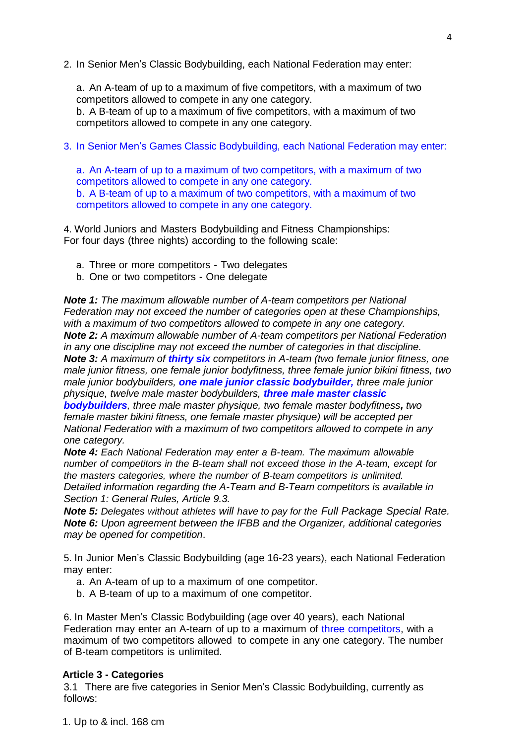2. In Senior Men's Classic Bodybuilding, each National Federation may enter:

   a. An A-team of up to a maximum of five competitors, with a maximum of two competitors allowed to compete in any one category.
   b. A B-team of up to a maximum of five competitors, with a maximum of two competitors allowed to compete in any one category.

3. In Senior Men's Games Classic Bodybuilding, each National Federation may enter:

   a. An A-team of up to a maximum of two competitors, with a maximum of two competitors allowed to compete in any one category.
   b. A B-team of up to a maximum of two competitors, with a maximum of two competitors allowed to compete in any one category.

4. World Juniors and Masters Bodybuilding and Fitness Championships:
For four days (three nights) according to the following scale:

   a. Three or more competitors - Two delegates
   b. One or two competitors - One delegate

***Note 1:*** *The maximum allowable number of A-team competitors per National Federation may not exceed the number of categories open at these Championships, with a maximum of two competitors allowed to compete in any one category.*
***Note 2:*** *A maximum allowable number of A-team competitors per National Federation in any one discipline may not exceed the number of categories in that discipline.*
***Note 3:*** *A maximum of **thirty six** competitors in A-team (two female junior fitness, one male junior fitness, one female junior bodyfitness, three female junior bikini fitness, two male junior bodybuilders, **one male junior classic bodybuilder,** three male junior physique, twelve male master bodybuilders, **three male master classic bodybuilders**, three male master physique, two female master bodyfitness**,** two female master bikini fitness, one female master physique) will be accepted per National Federation with a maximum of two competitors allowed to compete in any one category.*
***Note 4:*** *Each National Federation may enter a B-team. The maximum allowable number of competitors in the B-team shall not exceed those in the A-team, except for the masters categories, where the number of B-team competitors is unlimited. Detailed information regarding the A-Team and B-Team competitors is available in Section 1: General Rules, Article 9.3.*
***Note 5:*** *Delegates without athletes will have to pay for the Full Package Special Rate.*
***Note 6:*** *Upon agreement between the IFBB and the Organizer, additional categories may be opened for competition*.

5. In Junior Men's Classic Bodybuilding (age 16-23 years), each National Federation may enter:
   a. An A-team of up to a maximum of one competitor.
   b. A B-team of up to a maximum of one competitor.

6. In Master Men's Classic Bodybuilding (age over 40 years), each National Federation may enter an A-team of up to a maximum of three competitors, with a maximum of two competitors allowed to compete in any one category. The number of B-team competitors is unlimited.

### Article 3 - Categories

3.1 There are five categories in Senior Men's Classic Bodybuilding, currently as follows:

1. Up to & incl. 168 cm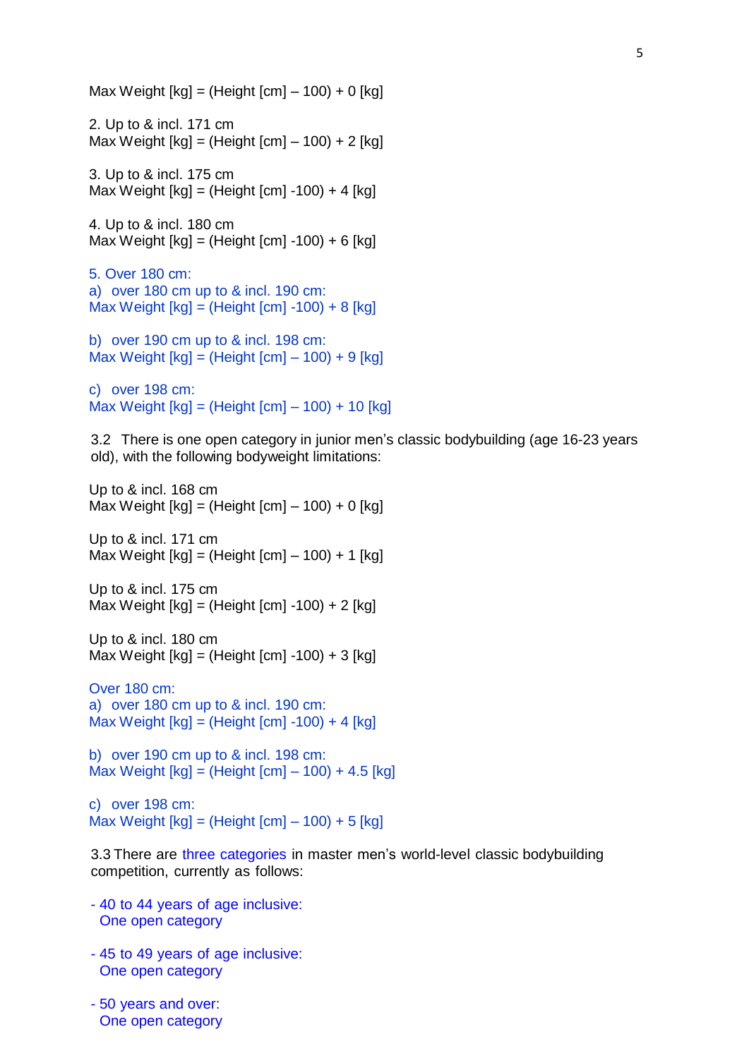Max Weight [kg] = (Height [cm] – 100) + 0 [kg]

2. Up to & incl. 171 cm
Max Weight [kg] = (Height [cm] – 100) + 2 [kg]

3. Up to & incl. 175 cm
Max Weight [kg] = (Height [cm] -100) + 4 [kg]

4. Up to & incl. 180 cm
Max Weight [kg] = (Height [cm] -100) + 6 [kg]

5. Over 180 cm:
a) over 180 cm up to & incl. 190 cm:
Max Weight [kg] = (Height [cm] -100) + 8 [kg]

b) over 190 cm up to & incl. 198 cm:
Max Weight [kg] = (Height [cm] – 100) + 9 [kg]

c) over 198 cm:
Max Weight [kg] = (Height [cm] – 100) + 10 [kg]

3.2 There is one open category in junior men's classic bodybuilding (age 16-23 years old), with the following bodyweight limitations:

Up to & incl. 168 cm
Max Weight [kg] = (Height [cm] – 100) + 0 [kg]

Up to & incl. 171 cm
Max Weight [kg] = (Height [cm] – 100) + 1 [kg]

Up to & incl. 175 cm
Max Weight [kg] = (Height [cm] -100) + 2 [kg]

Up to & incl. 180 cm
Max Weight [kg] = (Height [cm] -100) + 3 [kg]

Over 180 cm:
a) over 180 cm up to & incl. 190 cm:
Max Weight [kg] = (Height [cm] -100) + 4 [kg]

b) over 190 cm up to & incl. 198 cm:
Max Weight [kg] = (Height [cm] – 100) + 4.5 [kg]

c) over 198 cm:
Max Weight [kg] = (Height [cm] – 100) + 5 [kg]

3.3 There are three categories in master men's world-level classic bodybuilding competition, currently as follows:

- 40 to 44 years of age inclusive:
  One open category

- 45 to 49 years of age inclusive:
  One open category

- 50 years and over:
  One open category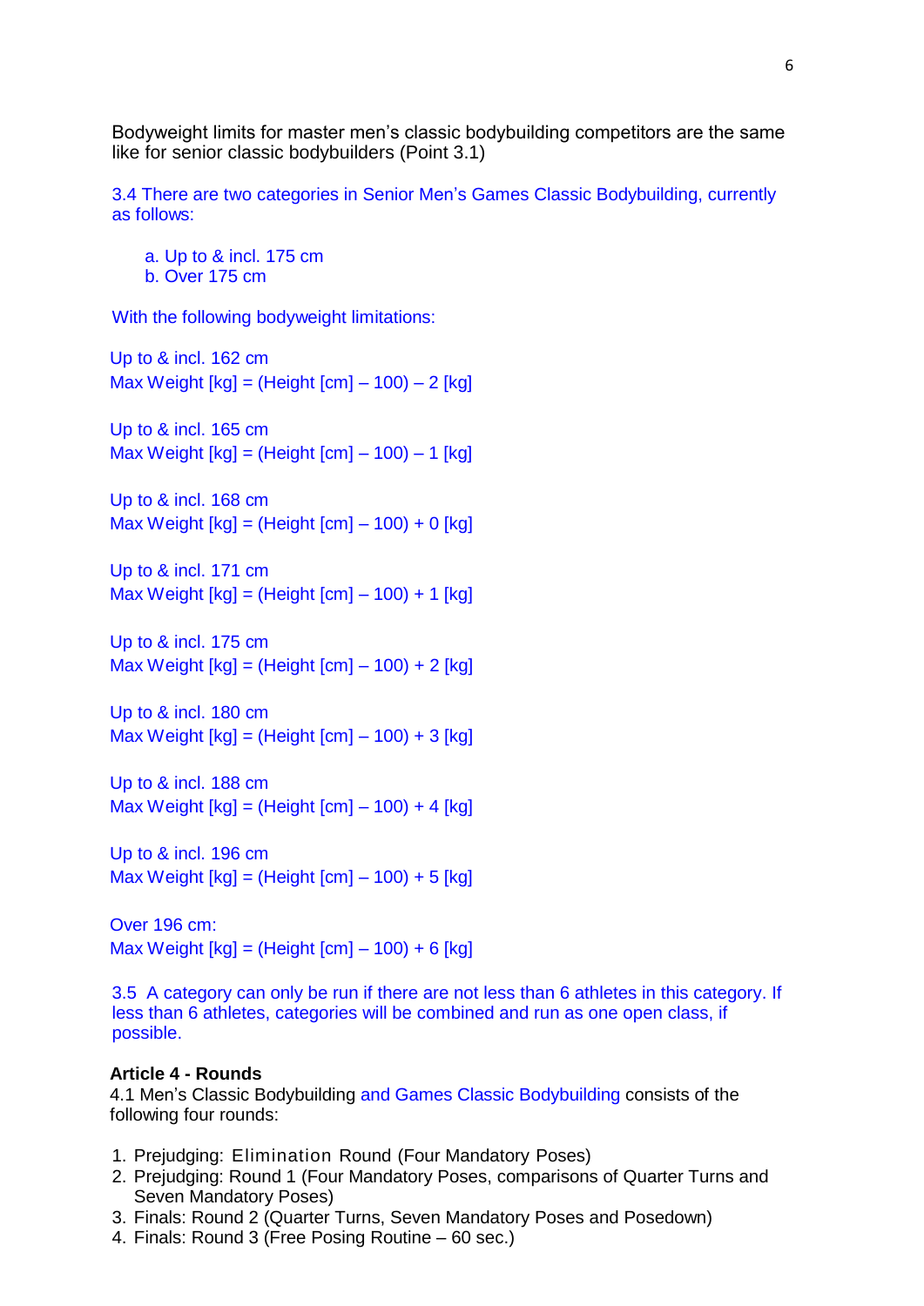Bodyweight limits for master men's classic bodybuilding competitors are the same like for senior classic bodybuilders (Point 3.1)

3.4 There are two categories in Senior Men's Games Classic Bodybuilding, currently as follows:

a. Up to & incl. 175 cm
b. Over 175 cm

With the following bodyweight limitations:

Up to & incl. 162 cm
Max Weight [kg] = (Height [cm] – 100) – 2 [kg]

Up to & incl. 165 cm
Max Weight [kg] = (Height [cm] – 100) – 1 [kg]

Up to & incl. 168 cm
Max Weight [kg] = (Height [cm] – 100) + 0 [kg]

Up to & incl. 171 cm
Max Weight [kg] = (Height [cm] – 100) + 1 [kg]

Up to & incl. 175 cm
Max Weight [kg] = (Height [cm] – 100) + 2 [kg]

Up to & incl. 180 cm
Max Weight [kg] = (Height [cm] – 100) + 3 [kg]

Up to & incl. 188 cm
Max Weight [kg] = (Height [cm] – 100) + 4 [kg]

Up to & incl. 196 cm
Max Weight [kg] = (Height [cm] – 100) + 5 [kg]

Over 196 cm:
Max Weight [kg] = (Height [cm] – 100) + 6 [kg]

3.5 A category can only be run if there are not less than 6 athletes in this category. If less than 6 athletes, categories will be combined and run as one open class, if possible.

**Article 4 - Rounds**

4.1 Men's Classic Bodybuilding and Games Classic Bodybuilding consists of the following four rounds:

1. Prejudging: Elimination Round (Four Mandatory Poses)
2. Prejudging: Round 1 (Four Mandatory Poses, comparisons of Quarter Turns and Seven Mandatory Poses)
3. Finals: Round 2 (Quarter Turns, Seven Mandatory Poses and Posedown)
4. Finals: Round 3 (Free Posing Routine – 60 sec.)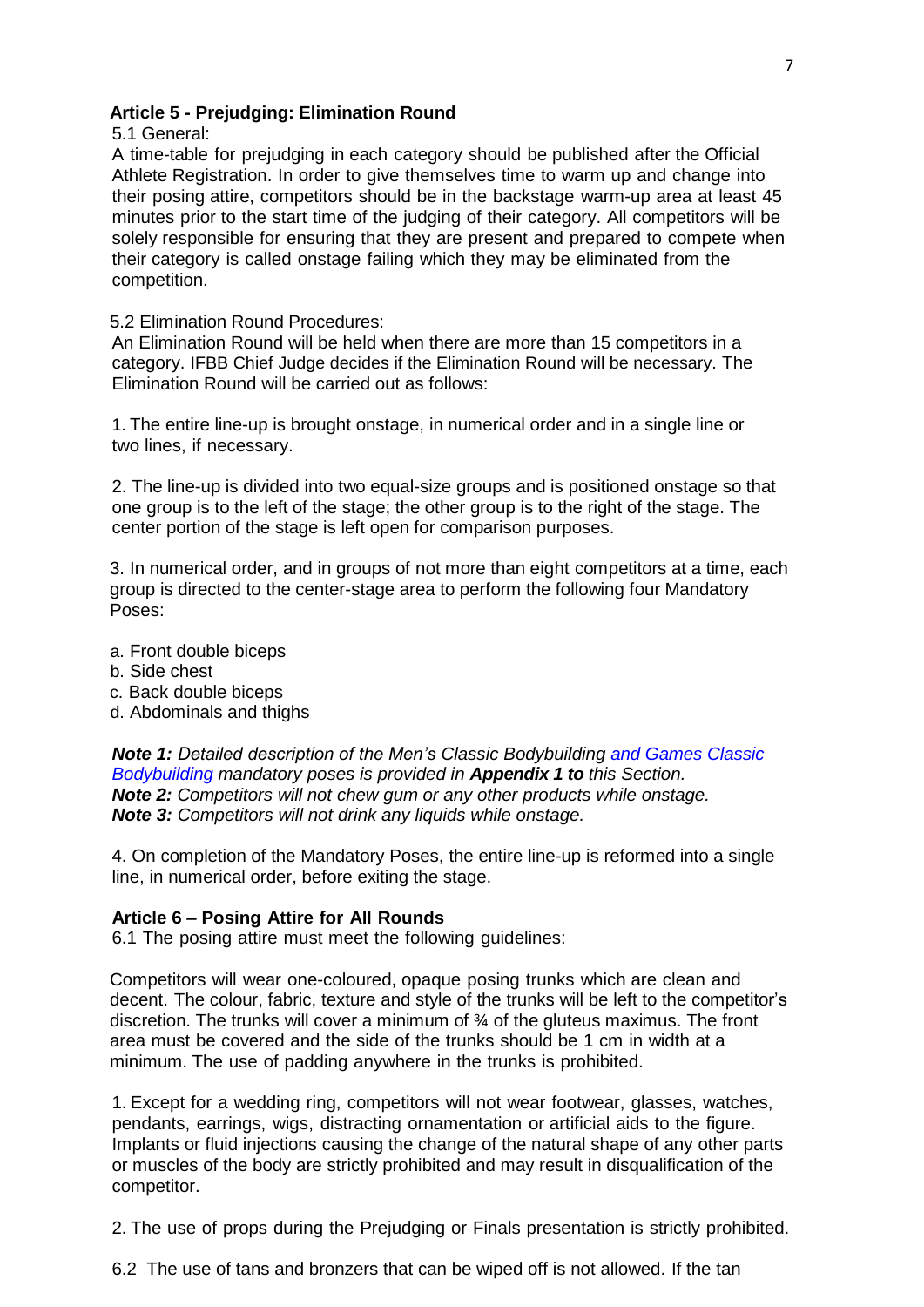### Article 5 - Prejudging: Elimination Round

5.1 General:

A time-table for prejudging in each category should be published after the Official Athlete Registration. In order to give themselves time to warm up and change into their posing attire, competitors should be in the backstage warm-up area at least 45 minutes prior to the start time of the judging of their category. All competitors will be solely responsible for ensuring that they are present and prepared to compete when their category is called onstage failing which they may be eliminated from the competition.

5.2 Elimination Round Procedures:

An Elimination Round will be held when there are more than 15 competitors in a category. IFBB Chief Judge decides if the Elimination Round will be necessary. The Elimination Round will be carried out as follows:

1. The entire line-up is brought onstage, in numerical order and in a single line or two lines, if necessary.

2. The line-up is divided into two equal-size groups and is positioned onstage so that one group is to the left of the stage; the other group is to the right of the stage. The center portion of the stage is left open for comparison purposes.

3. In numerical order, and in groups of not more than eight competitors at a time, each group is directed to the center-stage area to perform the following four Mandatory Poses:

a. Front double biceps
b. Side chest
c. Back double biceps
d. Abdominals and thighs

***Note 1:*** *Detailed description of the Men's Classic Bodybuilding and Games Classic Bodybuilding mandatory poses is provided in* ***Appendix 1 to*** *this Section.*
***Note 2:*** *Competitors will not chew gum or any other products while onstage.*
***Note 3:*** *Competitors will not drink any liquids while onstage.*

4. On completion of the Mandatory Poses, the entire line-up is reformed into a single line, in numerical order, before exiting the stage.

### Article 6 – Posing Attire for All Rounds

6.1 The posing attire must meet the following guidelines:

Competitors will wear one-coloured, opaque posing trunks which are clean and decent. The colour, fabric, texture and style of the trunks will be left to the competitor's discretion. The trunks will cover a minimum of ¾ of the gluteus maximus. The front area must be covered and the side of the trunks should be 1 cm in width at a minimum. The use of padding anywhere in the trunks is prohibited.

1. Except for a wedding ring, competitors will not wear footwear, glasses, watches, pendants, earrings, wigs, distracting ornamentation or artificial aids to the figure. Implants or fluid injections causing the change of the natural shape of any other parts or muscles of the body are strictly prohibited and may result in disqualification of the competitor.

2. The use of props during the Prejudging or Finals presentation is strictly prohibited.

6.2 The use of tans and bronzers that can be wiped off is not allowed. If the tan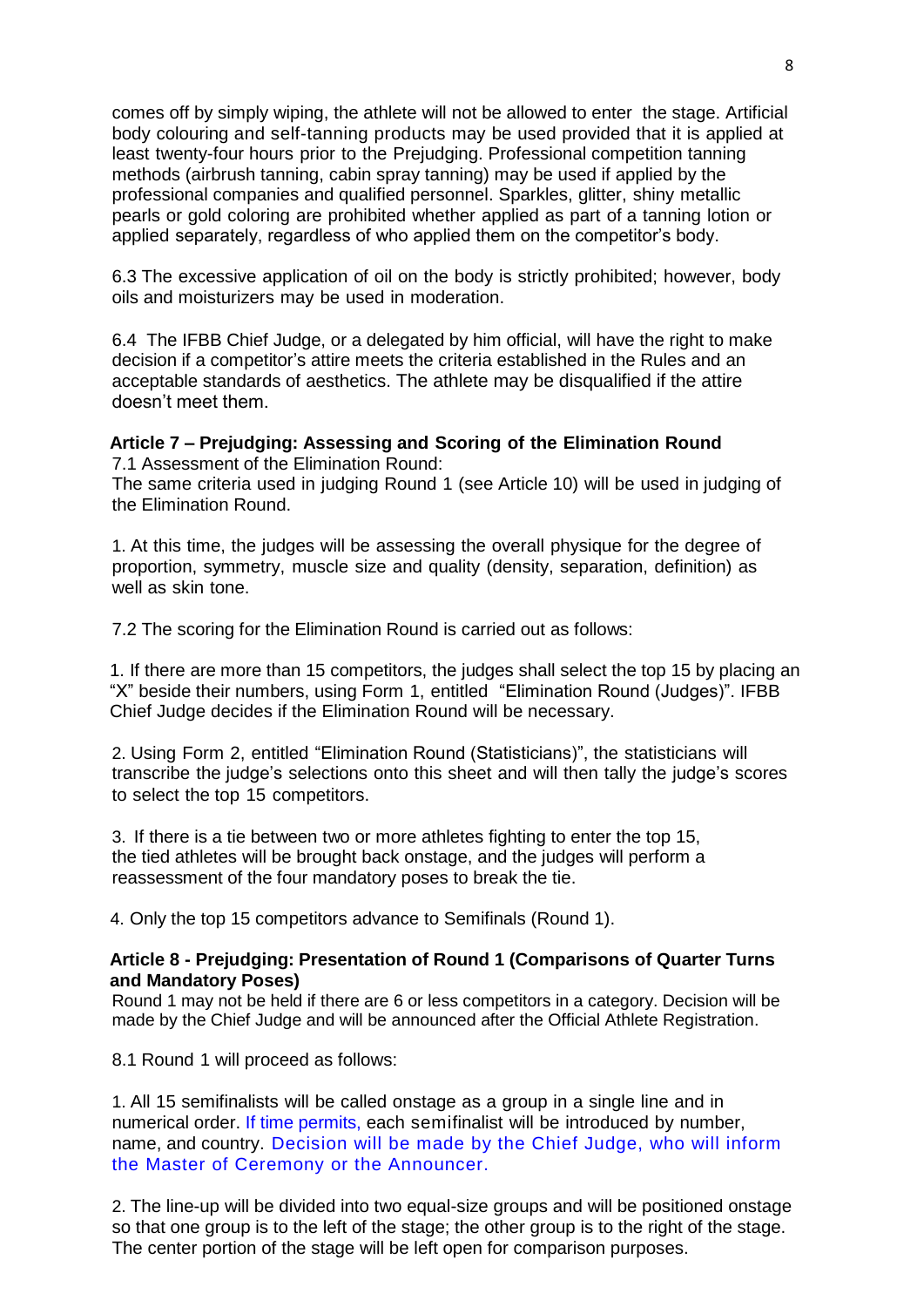comes off by simply wiping, the athlete will not be allowed to enter the stage. Artificial body colouring and self-tanning products may be used provided that it is applied at least twenty-four hours prior to the Prejudging. Professional competition tanning methods (airbrush tanning, cabin spray tanning) may be used if applied by the professional companies and qualified personnel. Sparkles, glitter, shiny metallic pearls or gold coloring are prohibited whether applied as part of a tanning lotion or applied separately, regardless of who applied them on the competitor's body.

6.3 The excessive application of oil on the body is strictly prohibited; however, body oils and moisturizers may be used in moderation.

6.4 The IFBB Chief Judge, or a delegated by him official, will have the right to make decision if a competitor's attire meets the criteria established in the Rules and an acceptable standards of aesthetics. The athlete may be disqualified if the attire doesn't meet them.

**Article 7 – Prejudging: Assessing and Scoring of the Elimination Round**

7.1 Assessment of the Elimination Round:

The same criteria used in judging Round 1 (see Article 10) will be used in judging of the Elimination Round.

1. At this time, the judges will be assessing the overall physique for the degree of proportion, symmetry, muscle size and quality (density, separation, definition) as well as skin tone.

7.2 The scoring for the Elimination Round is carried out as follows:

1. If there are more than 15 competitors, the judges shall select the top 15 by placing an "X" beside their numbers, using Form 1, entitled "Elimination Round (Judges)". IFBB Chief Judge decides if the Elimination Round will be necessary.

2. Using Form 2, entitled "Elimination Round (Statisticians)", the statisticians will transcribe the judge's selections onto this sheet and will then tally the judge's scores to select the top 15 competitors.

3. If there is a tie between two or more athletes fighting to enter the top 15, the tied athletes will be brought back onstage, and the judges will perform a reassessment of the four mandatory poses to break the tie.

4. Only the top 15 competitors advance to Semifinals (Round 1).

**Article 8 - Prejudging: Presentation of Round 1 (Comparisons of Quarter Turns and Mandatory Poses)**

Round 1 may not be held if there are 6 or less competitors in a category. Decision will be made by the Chief Judge and will be announced after the Official Athlete Registration.

8.1 Round 1 will proceed as follows:

1. All 15 semifinalists will be called onstage as a group in a single line and in numerical order. If time permits, each semifinalist will be introduced by number, name, and country. Decision will be made by the Chief Judge, who will inform the Master of Ceremony or the Announcer.

2. The line-up will be divided into two equal-size groups and will be positioned onstage so that one group is to the left of the stage; the other group is to the right of the stage. The center portion of the stage will be left open for comparison purposes.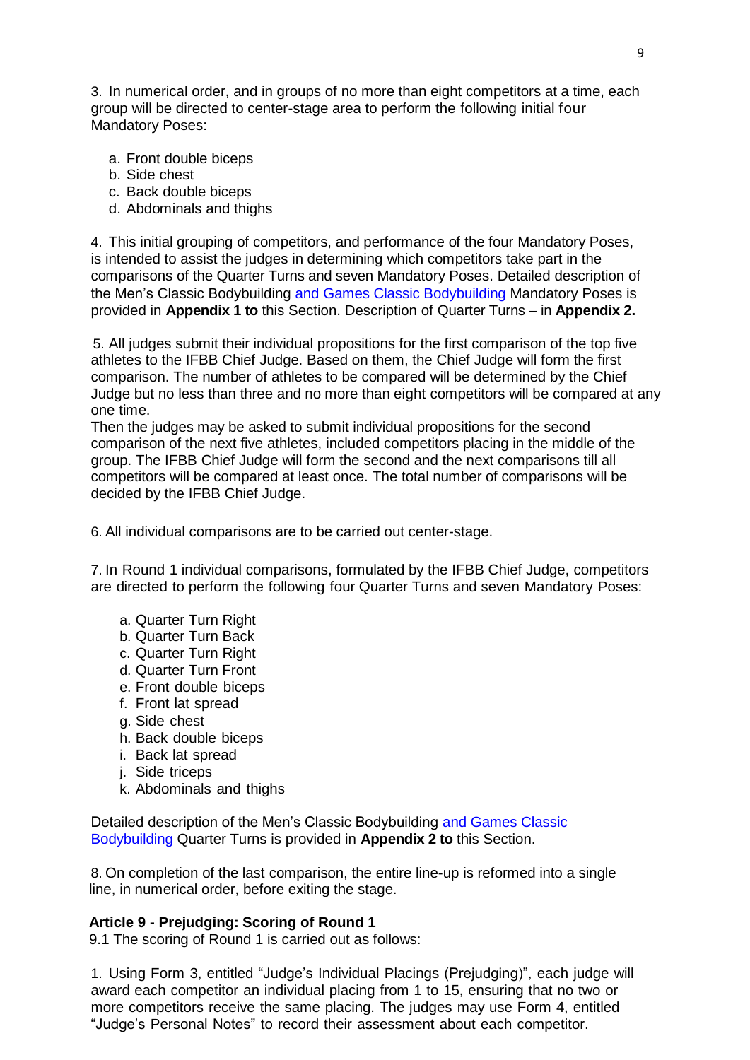3. In numerical order, and in groups of no more than eight competitors at a time, each group will be directed to center-stage area to perform the following initial four Mandatory Poses:

a. Front double biceps
b. Side chest
c. Back double biceps
d. Abdominals and thighs

4. This initial grouping of competitors, and performance of the four Mandatory Poses, is intended to assist the judges in determining which competitors take part in the comparisons of the Quarter Turns and seven Mandatory Poses. Detailed description of the Men's Classic Bodybuilding and Games Classic Bodybuilding Mandatory Poses is provided in **Appendix 1 to** this Section. Description of Quarter Turns – in **Appendix 2.**

5. All judges submit their individual propositions for the first comparison of the top five athletes to the IFBB Chief Judge. Based on them, the Chief Judge will form the first comparison. The number of athletes to be compared will be determined by the Chief Judge but no less than three and no more than eight competitors will be compared at any one time.
Then the judges may be asked to submit individual propositions for the second comparison of the next five athletes, included competitors placing in the middle of the group. The IFBB Chief Judge will form the second and the next comparisons till all competitors will be compared at least once. The total number of comparisons will be decided by the IFBB Chief Judge.

6. All individual comparisons are to be carried out center-stage.

7. In Round 1 individual comparisons, formulated by the IFBB Chief Judge, competitors are directed to perform the following four Quarter Turns and seven Mandatory Poses:

a. Quarter Turn Right
b. Quarter Turn Back
c. Quarter Turn Right
d. Quarter Turn Front
e. Front double biceps
f. Front lat spread
g. Side chest
h. Back double biceps
i. Back lat spread
j. Side triceps
k. Abdominals and thighs

Detailed description of the Men's Classic Bodybuilding and Games Classic Bodybuilding Quarter Turns is provided in **Appendix 2 to** this Section.

8. On completion of the last comparison, the entire line-up is reformed into a single line, in numerical order, before exiting the stage.

**Article 9 - Prejudging: Scoring of Round 1**

9.1 The scoring of Round 1 is carried out as follows:

1. Using Form 3, entitled "Judge's Individual Placings (Prejudging)", each judge will award each competitor an individual placing from 1 to 15, ensuring that no two or more competitors receive the same placing. The judges may use Form 4, entitled "Judge's Personal Notes" to record their assessment about each competitor.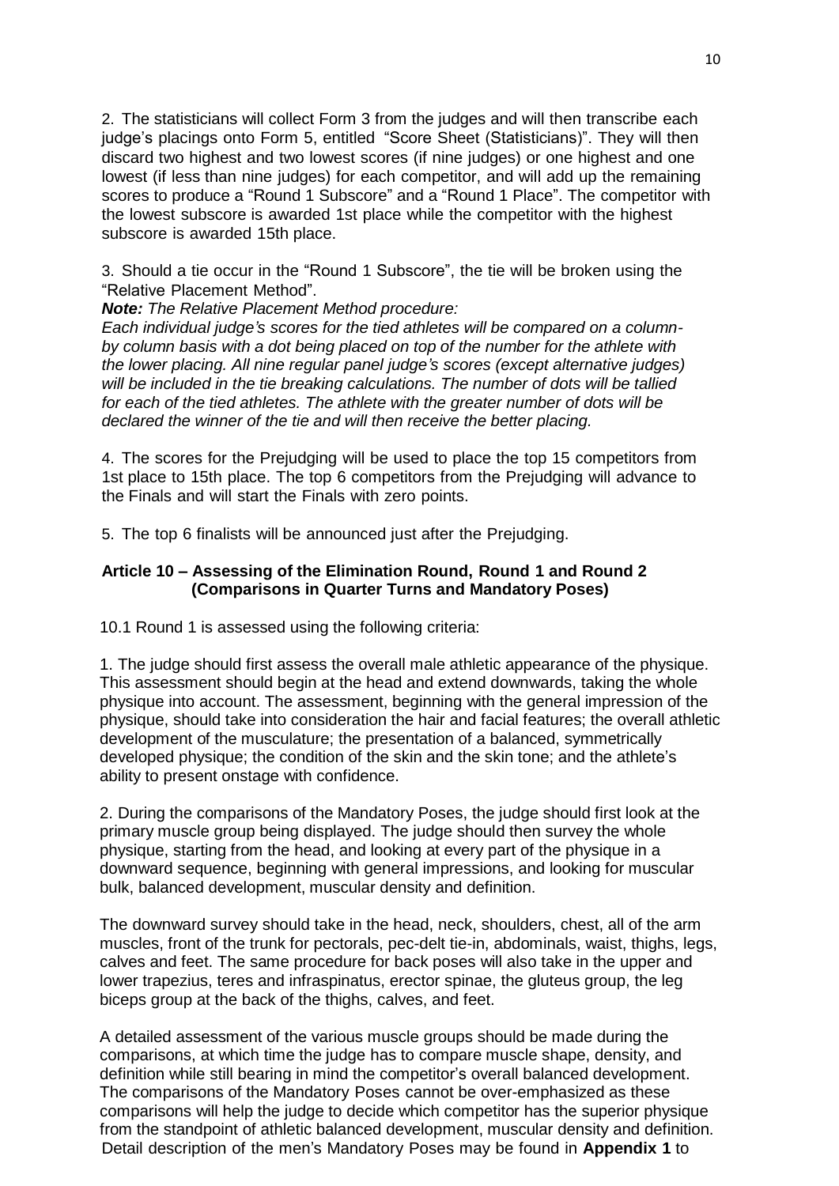2. The statisticians will collect Form 3 from the judges and will then transcribe each judge's placings onto Form 5, entitled "Score Sheet (Statisticians)". They will then discard two highest and two lowest scores (if nine judges) or one highest and one lowest (if less than nine judges) for each competitor, and will add up the remaining scores to produce a "Round 1 Subscore" and a "Round 1 Place". The competitor with the lowest subscore is awarded 1st place while the competitor with the highest subscore is awarded 15th place.

3. Should a tie occur in the "Round 1 Subscore", the tie will be broken using the "Relative Placement Method".

***Note:*** *The Relative Placement Method procedure:*
*Each individual judge's scores for the tied athletes will be compared on a column-by column basis with a dot being placed on top of the number for the athlete with the lower placing. All nine regular panel judge's scores (except alternative judges) will be included in the tie breaking calculations. The number of dots will be tallied for each of the tied athletes. The athlete with the greater number of dots will be declared the winner of the tie and will then receive the better placing.*

4. The scores for the Prejudging will be used to place the top 15 competitors from 1st place to 15th place. The top 6 competitors from the Prejudging will advance to the Finals and will start the Finals with zero points.

5. The top 6 finalists will be announced just after the Prejudging.

### Article 10 – Assessing of the Elimination Round, Round 1 and Round 2 (Comparisons in Quarter Turns and Mandatory Poses)

10.1 Round 1 is assessed using the following criteria:

1. The judge should first assess the overall male athletic appearance of the physique. This assessment should begin at the head and extend downwards, taking the whole physique into account. The assessment, beginning with the general impression of the physique, should take into consideration the hair and facial features; the overall athletic development of the musculature; the presentation of a balanced, symmetrically developed physique; the condition of the skin and the skin tone; and the athlete's ability to present onstage with confidence.

2. During the comparisons of the Mandatory Poses, the judge should first look at the primary muscle group being displayed. The judge should then survey the whole physique, starting from the head, and looking at every part of the physique in a downward sequence, beginning with general impressions, and looking for muscular bulk, balanced development, muscular density and definition.

The downward survey should take in the head, neck, shoulders, chest, all of the arm muscles, front of the trunk for pectorals, pec-delt tie-in, abdominals, waist, thighs, legs, calves and feet. The same procedure for back poses will also take in the upper and lower trapezius, teres and infraspinatus, erector spinae, the gluteus group, the leg biceps group at the back of the thighs, calves, and feet.

A detailed assessment of the various muscle groups should be made during the comparisons, at which time the judge has to compare muscle shape, density, and definition while still bearing in mind the competitor's overall balanced development. The comparisons of the Mandatory Poses cannot be over-emphasized as these comparisons will help the judge to decide which competitor has the superior physique from the standpoint of athletic balanced development, muscular density and definition. Detail description of the men's Mandatory Poses may be found in **Appendix 1** to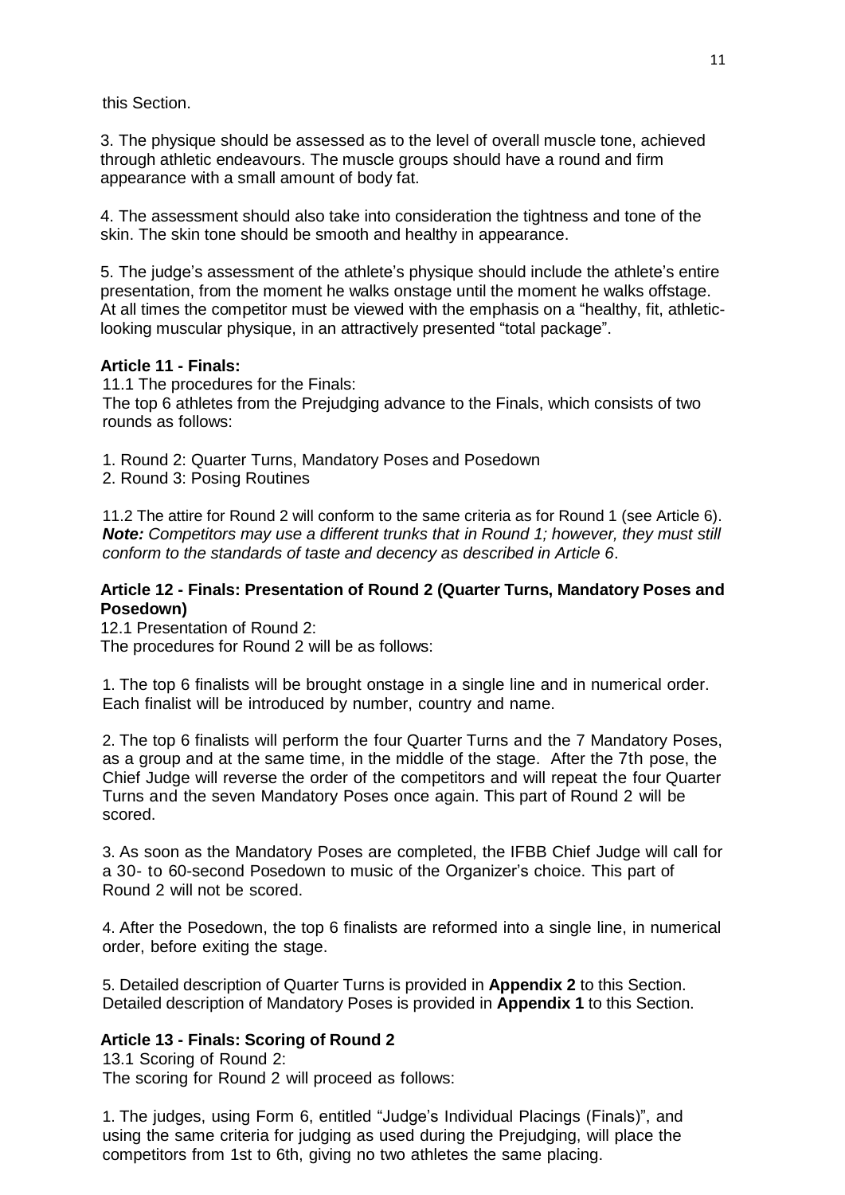this Section.

3. The physique should be assessed as to the level of overall muscle tone, achieved through athletic endeavours. The muscle groups should have a round and firm appearance with a small amount of body fat.

4. The assessment should also take into consideration the tightness and tone of the skin. The skin tone should be smooth and healthy in appearance.

5. The judge's assessment of the athlete's physique should include the athlete's entire presentation, from the moment he walks onstage until the moment he walks offstage. At all times the competitor must be viewed with the emphasis on a "healthy, fit, athletic-looking muscular physique, in an attractively presented "total package".

**Article 11 - Finals:**

11.1 The procedures for the Finals:
The top 6 athletes from the Prejudging advance to the Finals, which consists of two rounds as follows:

1. Round 2: Quarter Turns, Mandatory Poses and Posedown
2. Round 3: Posing Routines

11.2 The attire for Round 2 will conform to the same criteria as for Round 1 (see Article 6).
***Note:*** *Competitors may use a different trunks that in Round 1; however, they must still conform to the standards of taste and decency as described in Article 6*.

**Article 12 - Finals: Presentation of Round 2 (Quarter Turns, Mandatory Poses and Posedown)**

12.1 Presentation of Round 2:
The procedures for Round 2 will be as follows:

1. The top 6 finalists will be brought onstage in a single line and in numerical order. Each finalist will be introduced by number, country and name.

2. The top 6 finalists will perform the four Quarter Turns and the 7 Mandatory Poses, as a group and at the same time, in the middle of the stage. After the 7th pose, the Chief Judge will reverse the order of the competitors and will repeat the four Quarter Turns and the seven Mandatory Poses once again. This part of Round 2 will be scored.

3. As soon as the Mandatory Poses are completed, the IFBB Chief Judge will call for a 30- to 60-second Posedown to music of the Organizer's choice. This part of Round 2 will not be scored.

4. After the Posedown, the top 6 finalists are reformed into a single line, in numerical order, before exiting the stage.

5. Detailed description of Quarter Turns is provided in **Appendix 2** to this Section. Detailed description of Mandatory Poses is provided in **Appendix 1** to this Section.

**Article 13 - Finals: Scoring of Round 2**

13.1 Scoring of Round 2:
The scoring for Round 2 will proceed as follows:

1. The judges, using Form 6, entitled "Judge's Individual Placings (Finals)", and using the same criteria for judging as used during the Prejudging, will place the competitors from 1st to 6th, giving no two athletes the same placing.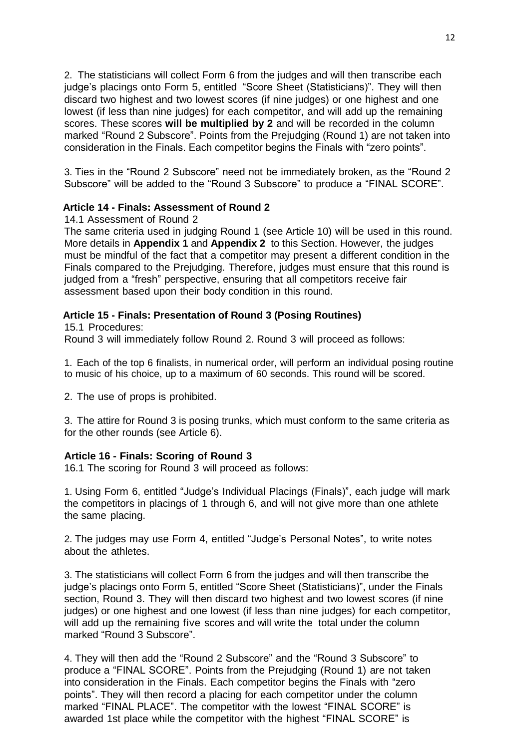2. The statisticians will collect Form 6 from the judges and will then transcribe each judge's placings onto Form 5, entitled "Score Sheet (Statisticians)". They will then discard two highest and two lowest scores (if nine judges) or one highest and one lowest (if less than nine judges) for each competitor, and will add up the remaining scores. These scores **will be multiplied by 2** and will be recorded in the column marked "Round 2 Subscore". Points from the Prejudging (Round 1) are not taken into consideration in the Finals. Each competitor begins the Finals with "zero points".

3. Ties in the "Round 2 Subscore" need not be immediately broken, as the "Round 2 Subscore" will be added to the "Round 3 Subscore" to produce a "FINAL SCORE".

### Article 14 - Finals: Assessment of Round 2

14.1 Assessment of Round 2

The same criteria used in judging Round 1 (see Article 10) will be used in this round. More details in **Appendix 1** and **Appendix 2** to this Section. However, the judges must be mindful of the fact that a competitor may present a different condition in the Finals compared to the Prejudging. Therefore, judges must ensure that this round is judged from a "fresh" perspective, ensuring that all competitors receive fair assessment based upon their body condition in this round.

### Article 15 - Finals: Presentation of Round 3 (Posing Routines)

15.1 Procedures:

Round 3 will immediately follow Round 2. Round 3 will proceed as follows:

1. Each of the top 6 finalists, in numerical order, will perform an individual posing routine to music of his choice, up to a maximum of 60 seconds. This round will be scored.

2. The use of props is prohibited.

3. The attire for Round 3 is posing trunks, which must conform to the same criteria as for the other rounds (see Article 6).

### Article 16 - Finals: Scoring of Round 3

16.1 The scoring for Round 3 will proceed as follows:

1. Using Form 6, entitled "Judge's Individual Placings (Finals)", each judge will mark the competitors in placings of 1 through 6, and will not give more than one athlete the same placing.

2. The judges may use Form 4, entitled "Judge's Personal Notes", to write notes about the athletes.

3. The statisticians will collect Form 6 from the judges and will then transcribe the judge's placings onto Form 5, entitled "Score Sheet (Statisticians)", under the Finals section, Round 3. They will then discard two highest and two lowest scores (if nine judges) or one highest and one lowest (if less than nine judges) for each competitor, will add up the remaining five scores and will write the total under the column marked "Round 3 Subscore".

4. They will then add the "Round 2 Subscore" and the "Round 3 Subscore" to produce a "FINAL SCORE". Points from the Prejudging (Round 1) are not taken into consideration in the Finals. Each competitor begins the Finals with "zero points". They will then record a placing for each competitor under the column marked "FINAL PLACE". The competitor with the lowest "FINAL SCORE" is awarded 1st place while the competitor with the highest "FINAL SCORE" is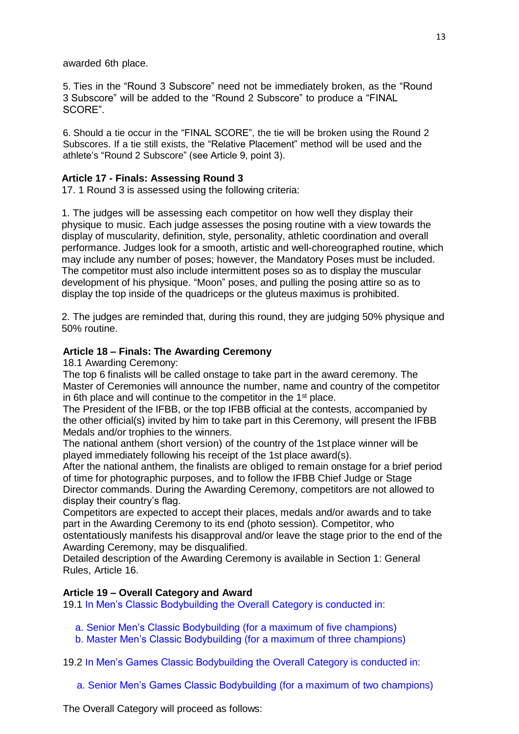awarded 6th place.

5. Ties in the "Round 3 Subscore" need not be immediately broken, as the "Round 3 Subscore" will be added to the "Round 2 Subscore" to produce a "FINAL SCORE".

6. Should a tie occur in the "FINAL SCORE", the tie will be broken using the Round 2 Subscores. If a tie still exists, the "Relative Placement" method will be used and the athlete's "Round 2 Subscore" (see Article 9, point 3).

### Article 17 - Finals: Assessing Round 3

17. 1 Round 3 is assessed using the following criteria:

1. The judges will be assessing each competitor on how well they display their physique to music. Each judge assesses the posing routine with a view towards the display of muscularity, definition, style, personality, athletic coordination and overall performance. Judges look for a smooth, artistic and well-choreographed routine, which may include any number of poses; however, the Mandatory Poses must be included. The competitor must also include intermittent poses so as to display the muscular development of his physique. "Moon" poses, and pulling the posing attire so as to display the top inside of the quadriceps or the gluteus maximus is prohibited.

2. The judges are reminded that, during this round, they are judging 50% physique and 50% routine.

### Article 18 – Finals: The Awarding Ceremony

18.1 Awarding Ceremony:

The top 6 finalists will be called onstage to take part in the award ceremony. The Master of Ceremonies will announce the number, name and country of the competitor in 6th place and will continue to the competitor in the 1st place.

The President of the IFBB, or the top IFBB official at the contests, accompanied by the other official(s) invited by him to take part in this Ceremony, will present the IFBB Medals and/or trophies to the winners.

The national anthem (short version) of the country of the 1st place winner will be played immediately following his receipt of the 1st place award(s).

After the national anthem, the finalists are obliged to remain onstage for a brief period of time for photographic purposes, and to follow the IFBB Chief Judge or Stage Director commands. During the Awarding Ceremony, competitors are not allowed to display their country's flag.

Competitors are expected to accept their places, medals and/or awards and to take part in the Awarding Ceremony to its end (photo session). Competitor, who ostentatiously manifests his disapproval and/or leave the stage prior to the end of the Awarding Ceremony, may be disqualified.

Detailed description of the Awarding Ceremony is available in Section 1: General Rules, Article 16.

### Article 19 – Overall Category and Award

19.1 In Men's Classic Bodybuilding the Overall Category is conducted in:

a. Senior Men's Classic Bodybuilding (for a maximum of five champions)
b. Master Men's Classic Bodybuilding (for a maximum of three champions)

19.2 In Men's Games Classic Bodybuilding the Overall Category is conducted in:

a. Senior Men's Games Classic Bodybuilding (for a maximum of two champions)

The Overall Category will proceed as follows: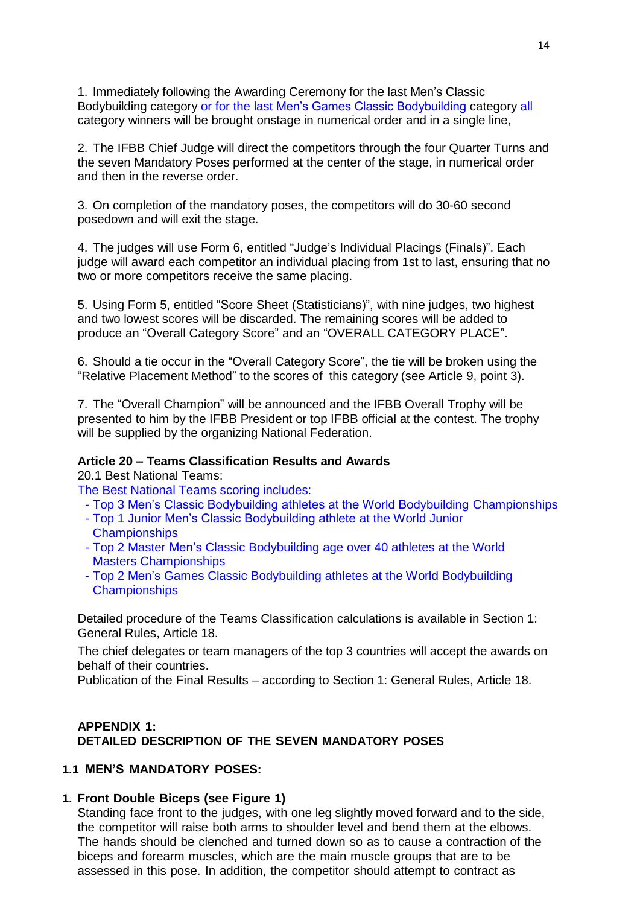1. Immediately following the Awarding Ceremony for the last Men's Classic Bodybuilding category or for the last Men's Games Classic Bodybuilding category all category winners will be brought onstage in numerical order and in a single line,

2. The IFBB Chief Judge will direct the competitors through the four Quarter Turns and the seven Mandatory Poses performed at the center of the stage, in numerical order and then in the reverse order.

3. On completion of the mandatory poses, the competitors will do 30-60 second posedown and will exit the stage.

4. The judges will use Form 6, entitled "Judge's Individual Placings (Finals)". Each judge will award each competitor an individual placing from 1st to last, ensuring that no two or more competitors receive the same placing.

5. Using Form 5, entitled "Score Sheet (Statisticians)", with nine judges, two highest and two lowest scores will be discarded. The remaining scores will be added to produce an "Overall Category Score" and an "OVERALL CATEGORY PLACE".

6. Should a tie occur in the "Overall Category Score", the tie will be broken using the "Relative Placement Method" to the scores of this category (see Article 9, point 3).

7. The "Overall Champion" will be announced and the IFBB Overall Trophy will be presented to him by the IFBB President or top IFBB official at the contest. The trophy will be supplied by the organizing National Federation.

**Article 20 – Teams Classification Results and Awards**

20.1 Best National Teams:

The Best National Teams scoring includes:

- Top 3 Men's Classic Bodybuilding athletes at the World Bodybuilding Championships
- Top 1 Junior Men's Classic Bodybuilding athlete at the World Junior Championships
- Top 2 Master Men's Classic Bodybuilding age over 40 athletes at the World Masters Championships
- Top 2 Men's Games Classic Bodybuilding athletes at the World Bodybuilding Championships

Detailed procedure of the Teams Classification calculations is available in Section 1: General Rules, Article 18.

The chief delegates or team managers of the top 3 countries will accept the awards on behalf of their countries.

Publication of the Final Results – according to Section 1: General Rules, Article 18.

## APPENDIX 1: DETAILED DESCRIPTION OF THE SEVEN MANDATORY POSES

### 1.1 MEN'S MANDATORY POSES:

**1. Front Double Biceps (see Figure 1)**

Standing face front to the judges, with one leg slightly moved forward and to the side, the competitor will raise both arms to shoulder level and bend them at the elbows. The hands should be clenched and turned down so as to cause a contraction of the biceps and forearm muscles, which are the main muscle groups that are to be assessed in this pose. In addition, the competitor should attempt to contract as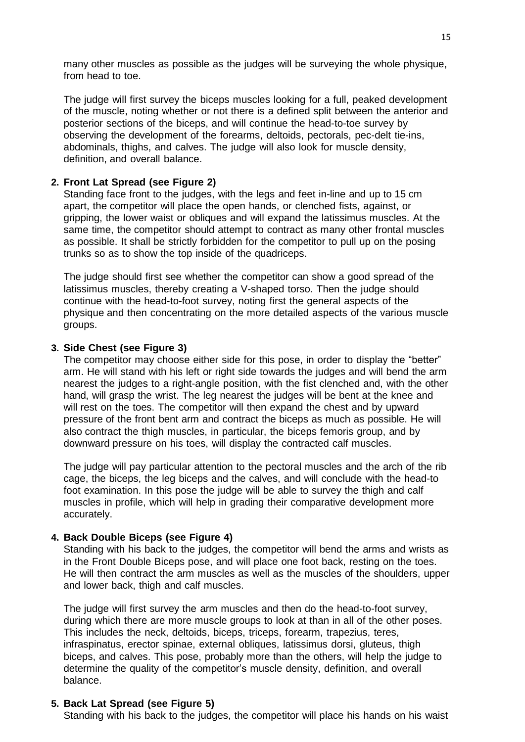many other muscles as possible as the judges will be surveying the whole physique, from head to toe.

The judge will first survey the biceps muscles looking for a full, peaked development of the muscle, noting whether or not there is a defined split between the anterior and posterior sections of the biceps, and will continue the head-to-toe survey by observing the development of the forearms, deltoids, pectorals, pec-delt tie-ins, abdominals, thighs, and calves. The judge will also look for muscle density, definition, and overall balance.

2. **Front Lat Spread (see Figure 2)**

   Standing face front to the judges, with the legs and feet in-line and up to 15 cm apart, the competitor will place the open hands, or clenched fists, against, or gripping, the lower waist or obliques and will expand the latissimus muscles. At the same time, the competitor should attempt to contract as many other frontal muscles as possible. It shall be strictly forbidden for the competitor to pull up on the posing trunks so as to show the top inside of the quadriceps.

   The judge should first see whether the competitor can show a good spread of the latissimus muscles, thereby creating a V-shaped torso. Then the judge should continue with the head-to-foot survey, noting first the general aspects of the physique and then concentrating on the more detailed aspects of the various muscle groups.

3. **Side Chest (see Figure 3)**

   The competitor may choose either side for this pose, in order to display the "better" arm. He will stand with his left or right side towards the judges and will bend the arm nearest the judges to a right-angle position, with the fist clenched and, with the other hand, will grasp the wrist. The leg nearest the judges will be bent at the knee and will rest on the toes. The competitor will then expand the chest and by upward pressure of the front bent arm and contract the biceps as much as possible. He will also contract the thigh muscles, in particular, the biceps femoris group, and by downward pressure on his toes, will display the contracted calf muscles.

   The judge will pay particular attention to the pectoral muscles and the arch of the rib cage, the biceps, the leg biceps and the calves, and will conclude with the head-to foot examination. In this pose the judge will be able to survey the thigh and calf muscles in profile, which will help in grading their comparative development more accurately.

4. **Back Double Biceps (see Figure 4)**

   Standing with his back to the judges, the competitor will bend the arms and wrists as in the Front Double Biceps pose, and will place one foot back, resting on the toes. He will then contract the arm muscles as well as the muscles of the shoulders, upper and lower back, thigh and calf muscles.

   The judge will first survey the arm muscles and then do the head-to-foot survey, during which there are more muscle groups to look at than in all of the other poses. This includes the neck, deltoids, biceps, triceps, forearm, trapezius, teres, infraspinatus, erector spinae, external obliques, latissimus dorsi, gluteus, thigh biceps, and calves. This pose, probably more than the others, will help the judge to determine the quality of the competitor's muscle density, definition, and overall balance.

5. **Back Lat Spread (see Figure 5)**

   Standing with his back to the judges, the competitor will place his hands on his waist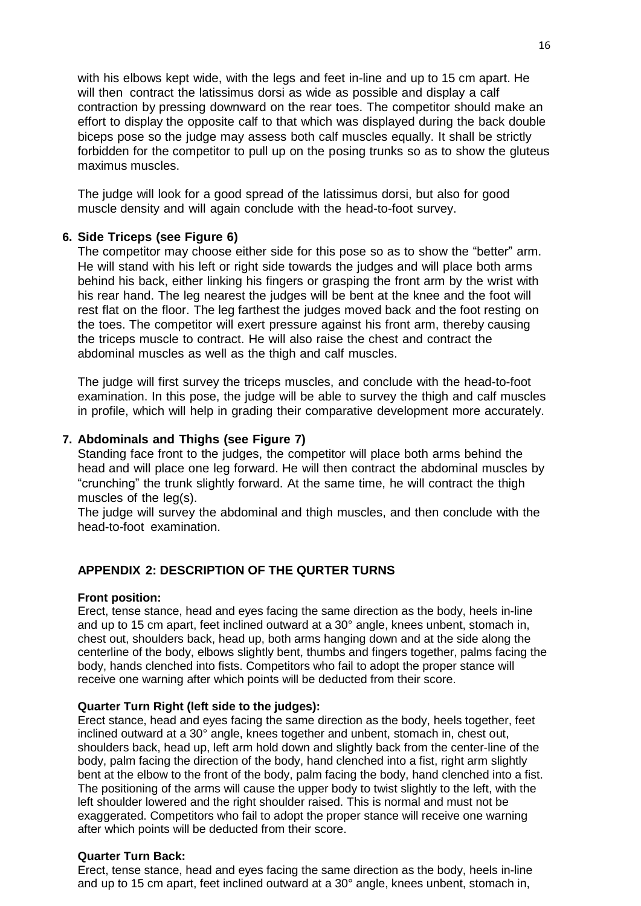with his elbows kept wide, with the legs and feet in-line and up to 15 cm apart. He will then contract the latissimus dorsi as wide as possible and display a calf contraction by pressing downward on the rear toes. The competitor should make an effort to display the opposite calf to that which was displayed during the back double biceps pose so the judge may assess both calf muscles equally. It shall be strictly forbidden for the competitor to pull up on the posing trunks so as to show the gluteus maximus muscles.

The judge will look for a good spread of the latissimus dorsi, but also for good muscle density and will again conclude with the head-to-foot survey.

**6. Side Triceps (see Figure 6)**

The competitor may choose either side for this pose so as to show the "better" arm. He will stand with his left or right side towards the judges and will place both arms behind his back, either linking his fingers or grasping the front arm by the wrist with his rear hand. The leg nearest the judges will be bent at the knee and the foot will rest flat on the floor. The leg farthest the judges moved back and the foot resting on the toes. The competitor will exert pressure against his front arm, thereby causing the triceps muscle to contract. He will also raise the chest and contract the abdominal muscles as well as the thigh and calf muscles.

The judge will first survey the triceps muscles, and conclude with the head-to-foot examination. In this pose, the judge will be able to survey the thigh and calf muscles in profile, which will help in grading their comparative development more accurately.

**7. Abdominals and Thighs (see Figure 7)**

Standing face front to the judges, the competitor will place both arms behind the head and will place one leg forward. He will then contract the abdominal muscles by "crunching" the trunk slightly forward. At the same time, he will contract the thigh muscles of the leg(s).

The judge will survey the abdominal and thigh muscles, and then conclude with the head-to-foot examination.

## APPENDIX 2: DESCRIPTION OF THE QURTER TURNS

**Front position:**

Erect, tense stance, head and eyes facing the same direction as the body, heels in-line and up to 15 cm apart, feet inclined outward at a 30° angle, knees unbent, stomach in, chest out, shoulders back, head up, both arms hanging down and at the side along the centerline of the body, elbows slightly bent, thumbs and fingers together, palms facing the body, hands clenched into fists. Competitors who fail to adopt the proper stance will receive one warning after which points will be deducted from their score.

**Quarter Turn Right (left side to the judges):**

Erect stance, head and eyes facing the same direction as the body, heels together, feet inclined outward at a 30° angle, knees together and unbent, stomach in, chest out, shoulders back, head up, left arm hold down and slightly back from the center-line of the body, palm facing the direction of the body, hand clenched into a fist, right arm slightly bent at the elbow to the front of the body, palm facing the body, hand clenched into a fist. The positioning of the arms will cause the upper body to twist slightly to the left, with the left shoulder lowered and the right shoulder raised. This is normal and must not be exaggerated. Competitors who fail to adopt the proper stance will receive one warning after which points will be deducted from their score.

**Quarter Turn Back:**

Erect, tense stance, head and eyes facing the same direction as the body, heels in-line and up to 15 cm apart, feet inclined outward at a 30° angle, knees unbent, stomach in,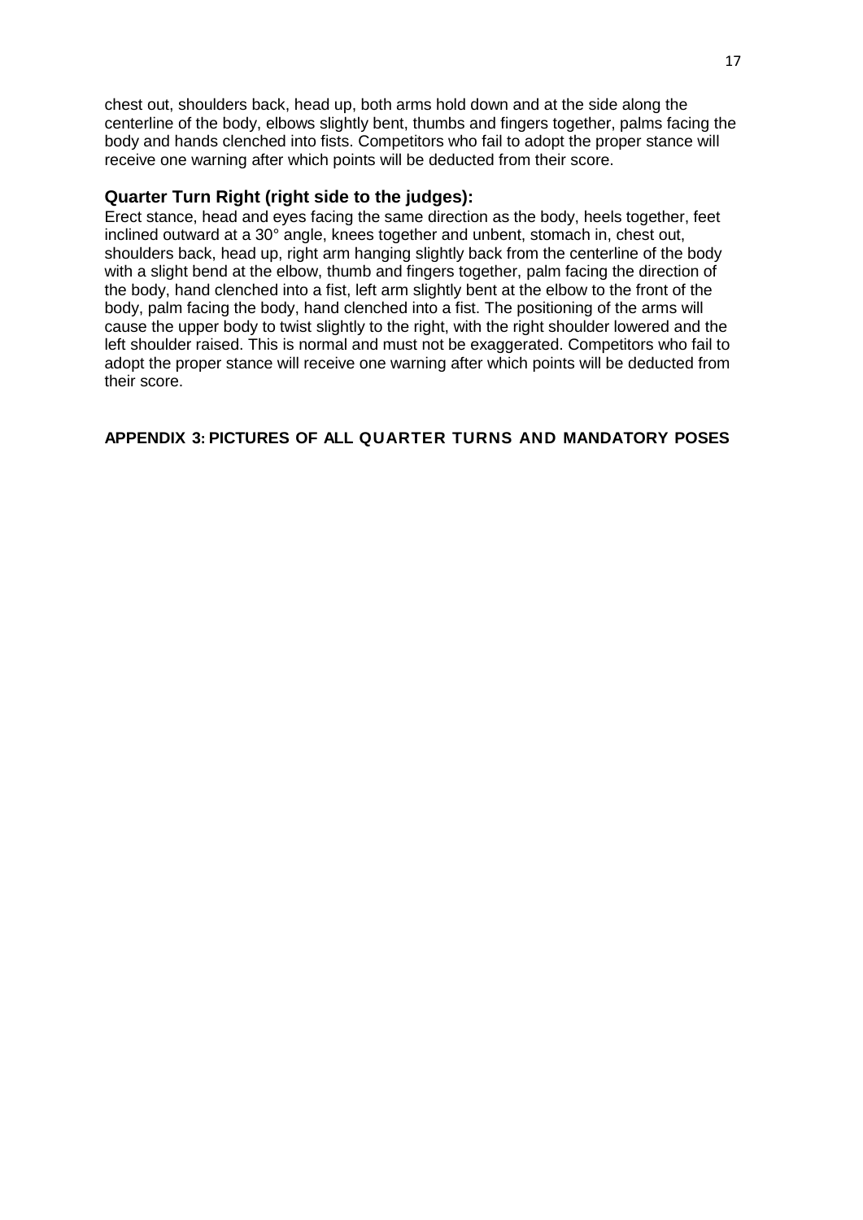chest out, shoulders back, head up, both arms hold down and at the side along the centerline of the body, elbows slightly bent, thumbs and fingers together, palms facing the body and hands clenched into fists. Competitors who fail to adopt the proper stance will receive one warning after which points will be deducted from their score.

### Quarter Turn Right (right side to the judges):

Erect stance, head and eyes facing the same direction as the body, heels together, feet inclined outward at a 30° angle, knees together and unbent, stomach in, chest out, shoulders back, head up, right arm hanging slightly back from the centerline of the body with a slight bend at the elbow, thumb and fingers together, palm facing the direction of the body, hand clenched into a fist, left arm slightly bent at the elbow to the front of the body, palm facing the body, hand clenched into a fist. The positioning of the arms will cause the upper body to twist slightly to the right, with the right shoulder lowered and the left shoulder raised. This is normal and must not be exaggerated. Competitors who fail to adopt the proper stance will receive one warning after which points will be deducted from their score.

## APPENDIX 3: PICTURES OF ALL QUARTER TURNS AND MANDATORY POSES